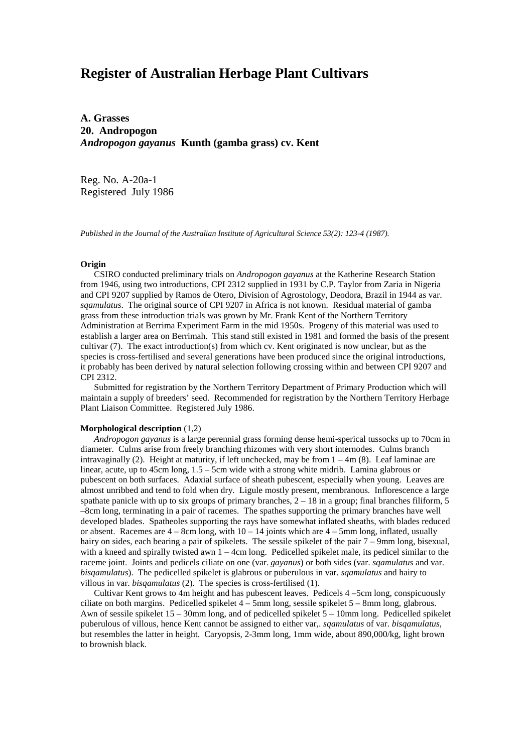# Register of Australian Herbage Plant Cultivars

**A. Grasses**
**20. Andropogon**
***Andropogon gayanus* Kunth (gamba grass) cv. Kent**

Reg. No. A-20a-1
Registered July 1986

*Published in the Journal of the Australian Institute of Agricultural Science 53(2): 123-4 (1987).*

**Origin**

CSIRO conducted preliminary trials on *Andropogon gayanus* at the Katherine Research Station from 1946, using two introductions, CPI 2312 supplied in 1931 by C.P. Taylor from Zaria in Nigeria and CPI 9207 supplied by Ramos de Otero, Division of Agrostology, Deodora, Brazil in 1944 as var. *sqamulatus*. The original source of CPI 9207 in Africa is not known. Residual material of gamba grass from these introduction trials was grown by Mr. Frank Kent of the Northern Territory Administration at Berrima Experiment Farm in the mid 1950s. Progeny of this material was used to establish a larger area on Berrimah. This stand still existed in 1981 and formed the basis of the present cultivar (7). The exact introduction(s) from which cv. Kent originated is now unclear, but as the species is cross-fertilised and several generations have been produced since the original introductions, it probably has been derived by natural selection following crossing within and between CPI 9207 and CPI 2312.

Submitted for registration by the Northern Territory Department of Primary Production which will maintain a supply of breeders' seed. Recommended for registration by the Northern Territory Herbage Plant Liaison Committee. Registered July 1986.

**Morphological description** (1,2)

*Andropogon gayanus* is a large perennial grass forming dense hemi-sperical tussocks up to 70cm in diameter. Culms arise from freely branching rhizomes with very short internodes. Culms branch intravaginally (2). Height at maturity, if left unchecked, may be from 1 – 4m (8). Leaf laminae are linear, acute, up to 45cm long, 1.5 – 5cm wide with a strong white midrib. Lamina glabrous or pubescent on both surfaces. Adaxial surface of sheath pubescent, especially when young. Leaves are almost unribbed and tend to fold when dry. Ligule mostly present, membranous. Inflorescence a large spathate panicle with up to six groups of primary branches, 2 – 18 in a group; final branches filiform, 5 –8cm long, terminating in a pair of racemes. The spathes supporting the primary branches have well developed blades. Spatheoles supporting the rays have somewhat inflated sheaths, with blades reduced or absent. Racemes are 4 – 8cm long, with 10 – 14 joints which are 4 – 5mm long, inflated, usually hairy on sides, each bearing a pair of spikelets. The sessile spikelet of the pair 7 – 9mm long, bisexual, with a kneed and spirally twisted awn 1 – 4cm long. Pedicelled spikelet male, its pedicel similar to the raceme joint. Joints and pedicels ciliate on one (var. *gayanus*) or both sides (var. *sqamulatus* and var. *bisqamulatus*). The pedicelled spikelet is glabrous or puberulous in var. *sqamulatus* and hairy to villous in var. *bisqamulatus* (2). The species is cross-fertilised (1).

Cultivar Kent grows to 4m height and has pubescent leaves. Pedicels 4 –5cm long, conspicuously ciliate on both margins. Pedicelled spikelet 4 – 5mm long, sessile spikelet 5 – 8mm long, glabrous. Awn of sessile spikelet 15 – 30mm long, and of pedicelled spikelet 5 – 10mm long. Pedicelled spikelet puberulous of villous, hence Kent cannot be assigned to either var,. *sqamulatus* of var. *bisqamulatus*, but resembles the latter in height. Caryopsis, 2-3mm long, 1mm wide, about 890,000/kg, light brown to brownish black.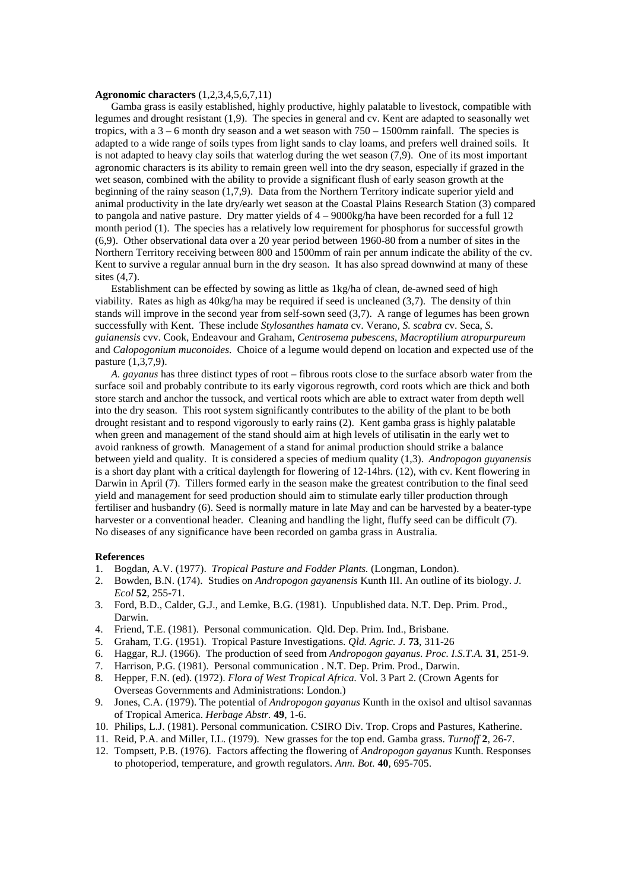**Agronomic characters** (1,2,3,4,5,6,7,11)

Gamba grass is easily established, highly productive, highly palatable to livestock, compatible with legumes and drought resistant (1,9). The species in general and cv. Kent are adapted to seasonally wet tropics, with a 3 – 6 month dry season and a wet season with 750 – 1500mm rainfall. The species is adapted to a wide range of soils types from light sands to clay loams, and prefers well drained soils. It is not adapted to heavy clay soils that waterlog during the wet season (7,9). One of its most important agronomic characters is its ability to remain green well into the dry season, especially if grazed in the wet season, combined with the ability to provide a significant flush of early season growth at the beginning of the rainy season (1,7,9). Data from the Northern Territory indicate superior yield and animal productivity in the late dry/early wet season at the Coastal Plains Research Station (3) compared to pangola and native pasture. Dry matter yields of 4 – 9000kg/ha have been recorded for a full 12 month period (1). The species has a relatively low requirement for phosphorus for successful growth (6,9). Other observational data over a 20 year period between 1960-80 from a number of sites in the Northern Territory receiving between 800 and 1500mm of rain per annum indicate the ability of the cv. Kent to survive a regular annual burn in the dry season. It has also spread downwind at many of these sites (4,7).

Establishment can be effected by sowing as little as 1kg/ha of clean, de-awned seed of high viability. Rates as high as 40kg/ha may be required if seed is uncleaned (3,7). The density of thin stands will improve in the second year from self-sown seed (3,7). A range of legumes has been grown successfully with Kent. These include *Stylosanthes hamata* cv. Verano, *S. scabra* cv. Seca, *S. guianensis* cvv. Cook, Endeavour and Graham, *Centrosema pubescens*, *Macroptilium atropurpureum* and *Calopogonium muconoides*. Choice of a legume would depend on location and expected use of the pasture (1,3,7,9).

*A. gayanus* has three distinct types of root – fibrous roots close to the surface absorb water from the surface soil and probably contribute to its early vigorous regrowth, cord roots which are thick and both store starch and anchor the tussock, and vertical roots which are able to extract water from depth well into the dry season. This root system significantly contributes to the ability of the plant to be both drought resistant and to respond vigorously to early rains (2). Kent gamba grass is highly palatable when green and management of the stand should aim at high levels of utilisatin in the early wet to avoid rankness of growth. Management of a stand for animal production should strike a balance between yield and quality. It is considered a species of medium quality (1,3). *Andropogon guyanensis* is a short day plant with a critical daylength for flowering of 12-14hrs. (12), with cv. Kent flowering in Darwin in April (7). Tillers formed early in the season make the greatest contribution to the final seed yield and management for seed production should aim to stimulate early tiller production through fertiliser and husbandry (6). Seed is normally mature in late May and can be harvested by a beater-type harvester or a conventional header. Cleaning and handling the light, fluffy seed can be difficult (7). No diseases of any significance have been recorded on gamba grass in Australia.

**References**

1. Bogdan, A.V. (1977). *Tropical Pasture and Fodder Plants.* (Longman, London).
2. Bowden, B.N. (174). Studies on *Andropogon gayanensis* Kunth III. An outline of its biology. *J. Ecol* **52**, 255-71.
3. Ford, B.D., Calder, G.J., and Lemke, B.G. (1981). Unpublished data. N.T. Dep. Prim. Prod., Darwin.
4. Friend, T.E. (1981). Personal communication. Qld. Dep. Prim. Ind., Brisbane.
5. Graham, T.G. (1951). Tropical Pasture Investigations. *Qld. Agric. J.* **73**, 311-26
6. Haggar, R.J. (1966). The production of seed from *Andropogon gayanus*. *Proc. I.S.T.A.* **31**, 251-9.
7. Harrison, P.G. (1981). Personal communication . N.T. Dep. Prim. Prod., Darwin.
8. Hepper, F.N. (ed). (1972). *Flora of West Tropical Africa.* Vol. 3 Part 2. (Crown Agents for Overseas Governments and Administrations: London.)
9. Jones, C.A. (1979). The potential of *Andropogon gayanus* Kunth in the oxisol and ultisol savannas of Tropical America. *Herbage Abstr.* **49**, 1-6.
10. Philips, L.J. (1981). Personal communication. CSIRO Div. Trop. Crops and Pastures, Katherine.
11. Reid, P.A. and Miller, I.L. (1979). New grasses for the top end. Gamba grass. *Turnoff* **2**, 26-7.
12. Tompsett, P.B. (1976). Factors affecting the flowering of *Andropogon gayanus* Kunth. Responses to photoperiod, temperature, and growth regulators. *Ann. Bot.* **40**, 695-705.